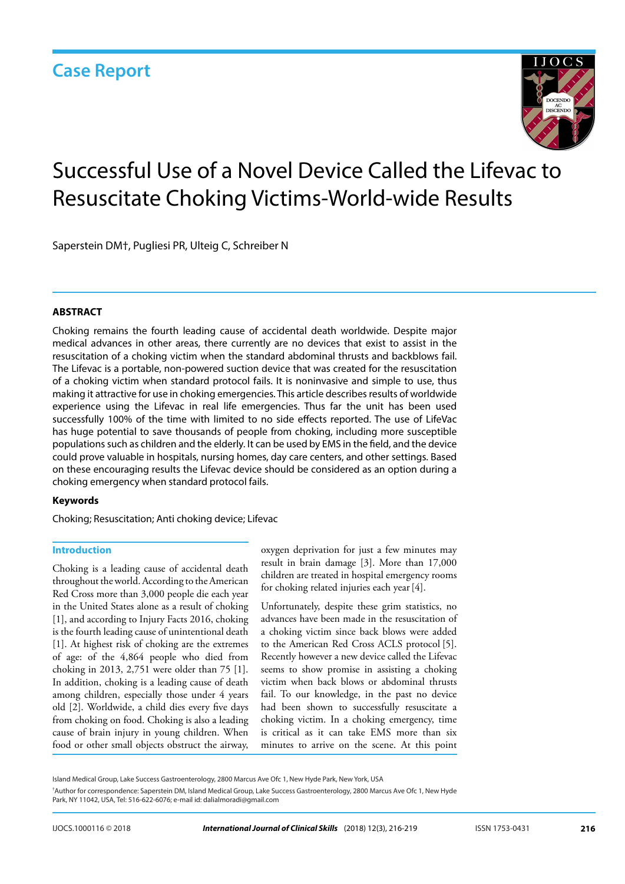Case Report

# Successful Use of a Novel Device Called the Lifevac to Resuscitate Choking Victims-World-wide Results

Saperstein DM†, Pugliesi PR, Ulteig C, Schreiber N

## ABSTRACT

Choking remains the fourth leading cause of accidental death worldwide. Despite major medical advances in other areas, there currently are no devices that exist to assist in the resuscitation of a choking victim when the standard abdominal thrusts and backblows fail. The Lifevac is a portable, non-powered suction device that was created for the resuscitation of a choking victim when standard protocol fails. It is noninvasive and simple to use, thus making it attractive for use in choking emergencies. This article describes results of worldwide experience using the Lifevac in real life emergencies. Thus far the unit has been used successfully 100% of the time with limited to no side effects reported. The use of LifeVac has huge potential to save thousands of people from choking, including more susceptible populations such as children and the elderly. It can be used by EMS in the field, and the device could prove valuable in hospitals, nursing homes, day care centers, and other settings. Based on these encouraging results the Lifevac device should be considered as an option during a choking emergency when standard protocol fails.

**Keywords**

Choking; Resuscitation; Anti choking device; Lifevac

## Introduction

Choking is a leading cause of accidental death throughout the world. According to the American Red Cross more than 3,000 people die each year in the United States alone as a result of choking [1], and according to Injury Facts 2016, choking is the fourth leading cause of unintentional death [1]. At highest risk of choking are the extremes of age: of the 4,864 people who died from choking in 2013, 2,751 were older than 75 [1]. In addition, choking is a leading cause of death among children, especially those under 4 years old [2]. Worldwide, a child dies every five days from choking on food. Choking is also a leading cause of brain injury in young children. When food or other small objects obstruct the airway, oxygen deprivation for just a few minutes may result in brain damage [3]. More than 17,000 children are treated in hospital emergency rooms for choking related injuries each year [4].

Unfortunately, despite these grim statistics, no advances have been made in the resuscitation of a choking victim since back blows were added to the American Red Cross ACLS protocol [5]. Recently however a new device called the Lifevac seems to show promise in assisting a choking victim when back blows or abdominal thrusts fail. To our knowledge, in the past no device had been shown to successfully resuscitate a choking victim. In a choking emergency, time is critical as it can take EMS more than six minutes to arrive on the scene. At this point

Island Medical Group, Lake Success Gastroenterology, 2800 Marcus Ave Ofc 1, New Hyde Park, New York, USA

†Author for correspondence: Saperstein DM, Island Medical Group, Lake Success Gastroenterology, 2800 Marcus Ave Ofc 1, New Hyde Park, NY 11042, USA, Tel: 516-622-6076; e-mail id: dalialmoradi@gmail.com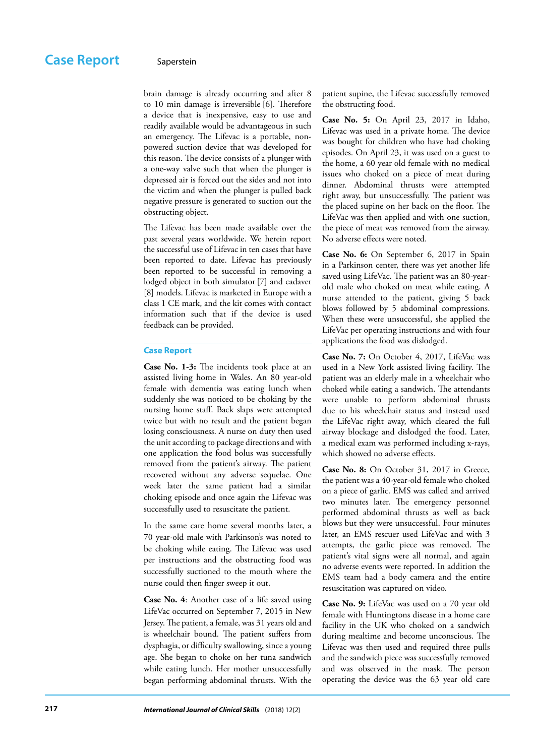brain damage is already occurring and after 8 to 10 min damage is irreversible [6]. Therefore a device that is inexpensive, easy to use and readily available would be advantageous in such an emergency. The Lifevac is a portable, non-powered suction device that was developed for this reason. The device consists of a plunger with a one-way valve such that when the plunger is depressed air is forced out the sides and not into the victim and when the plunger is pulled back negative pressure is generated to suction out the obstructing object.

The Lifevac has been made available over the past several years worldwide. We herein report the successful use of Lifevac in ten cases that have been reported to date. Lifevac has previously been reported to be successful in removing a lodged object in both simulator [7] and cadaver [8] models. Lifevac is marketed in Europe with a class 1 CE mark, and the kit comes with contact information such that if the device is used feedback can be provided.

## Case Report

**Case No. 1-3:** The incidents took place at an assisted living home in Wales. An 80 year-old female with dementia was eating lunch when suddenly she was noticed to be choking by the nursing home staff. Back slaps were attempted twice but with no result and the patient began losing consciousness. A nurse on duty then used the unit according to package directions and with one application the food bolus was successfully removed from the patient's airway. The patient recovered without any adverse sequelae. One week later the same patient had a similar choking episode and once again the Lifevac was successfully used to resuscitate the patient.

In the same care home several months later, a 70 year-old male with Parkinson's was noted to be choking while eating. The Lifevac was used per instructions and the obstructing food was successfully suctioned to the mouth where the nurse could then finger sweep it out.

**Case No. 4**: Another case of a life saved using LifeVac occurred on September 7, 2015 in New Jersey. The patient, a female, was 31 years old and is wheelchair bound. The patient suffers from dysphagia, or difficulty swallowing, since a young age. She began to choke on her tuna sandwich while eating lunch. Her mother unsuccessfully began performing abdominal thrusts. With the patient supine, the Lifevac successfully removed the obstructing food.

**Case No. 5:** On April 23, 2017 in Idaho, Lifevac was used in a private home. The device was bought for children who have had choking episodes. On April 23, it was used on a guest to the home, a 60 year old female with no medical issues who choked on a piece of meat during dinner. Abdominal thrusts were attempted right away, but unsuccessfully. The patient was the placed supine on her back on the floor. The LifeVac was then applied and with one suction, the piece of meat was removed from the airway. No adverse effects were noted.

**Case No. 6:** On September 6, 2017 in Spain in a Parkinson center, there was yet another life saved using LifeVac. The patient was an 80-year-old male who choked on meat while eating. A nurse attended to the patient, giving 5 back blows followed by 5 abdominal compressions. When these were unsuccessful, she applied the LifeVac per operating instructions and with four applications the food was dislodged.

**Case No. 7:** On October 4, 2017, LifeVac was used in a New York assisted living facility. The patient was an elderly male in a wheelchair who choked while eating a sandwich. The attendants were unable to perform abdominal thrusts due to his wheelchair status and instead used the LifeVac right away, which cleared the full airway blockage and dislodged the food. Later, a medical exam was performed including x-rays, which showed no adverse effects.

**Case No. 8:** On October 31, 2017 in Greece, the patient was a 40-year-old female who choked on a piece of garlic. EMS was called and arrived two minutes later. The emergency personnel performed abdominal thrusts as well as back blows but they were unsuccessful. Four minutes later, an EMS rescuer used LifeVac and with 3 attempts, the garlic piece was removed. The patient's vital signs were all normal, and again no adverse events were reported. In addition the EMS team had a body camera and the entire resuscitation was captured on video.

**Case No. 9:** LifeVac was used on a 70 year old female with Huntingtons disease in a home care facility in the UK who choked on a sandwich during mealtime and become unconscious. The Lifevac was then used and required three pulls and the sandwich piece was successfully removed and was observed in the mask. The person operating the device was the 63 year old care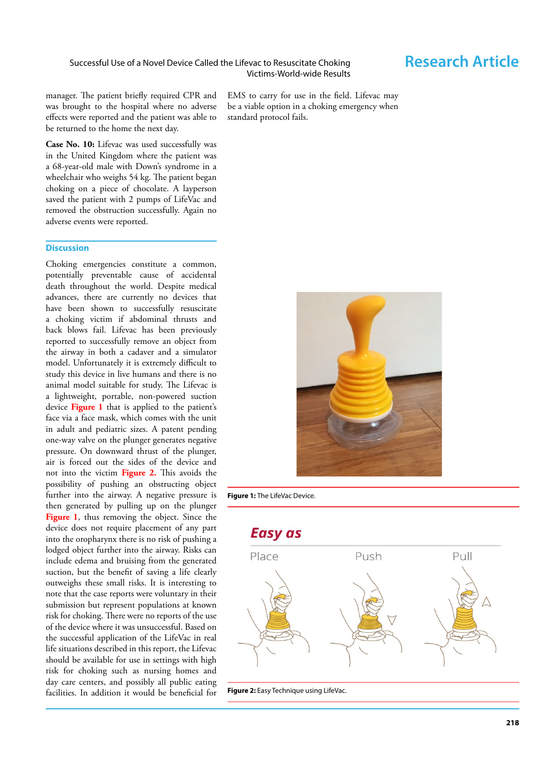manager. The patient briefly required CPR and was brought to the hospital where no adverse effects were reported and the patient was able to be returned to the home the next day.

**Case No. 10:** Lifevac was used successfully was in the United Kingdom where the patient was a 68-year-old male with Down's syndrome in a wheelchair who weighs 54 kg. The patient began choking on a piece of chocolate. A layperson saved the patient with 2 pumps of LifeVac and removed the obstruction successfully. Again no adverse events were reported.

## Discussion

Choking emergencies constitute a common, potentially preventable cause of accidental death throughout the world. Despite medical advances, there are currently no devices that have been shown to successfully resuscitate a choking victim if abdominal thrusts and back blows fail. Lifevac has been previously reported to successfully remove an object from the airway in both a cadaver and a simulator model. Unfortunately it is extremely difficult to study this device in live humans and there is no animal model suitable for study. The Lifevac is a lightweight, portable, non-powered suction device **Figure 1** that is applied to the patient's face via a face mask, which comes with the unit in adult and pediatric sizes. A patent pending one-way valve on the plunger generates negative pressure. On downward thrust of the plunger, air is forced out the sides of the device and not into the victim **Figure 2.** This avoids the possibility of pushing an obstructing object further into the airway. A negative pressure is then generated by pulling up on the plunger **Figure 1**, thus removing the object. Since the device does not require placement of any part into the oropharynx there is no risk of pushing a lodged object further into the airway. Risks can include edema and bruising from the generated suction, but the benefit of saving a life clearly outweighs these small risks. It is interesting to note that the case reports were voluntary in their submission but represent populations at known risk for choking. There were no reports of the use of the device where it was unsuccessful. Based on the successful application of the LifeVac in real life situations described in this report, the Lifevac should be available for use in settings with high risk for choking such as nursing homes and day care centers, and possibly all public eating facilities. In addition it would be beneficial for EMS to carry for use in the field. Lifevac may be a viable option in a choking emergency when standard protocol fails.

**Figure 1:** The LifeVac Device.

**Figure 2:** Easy Technique using LifeVac.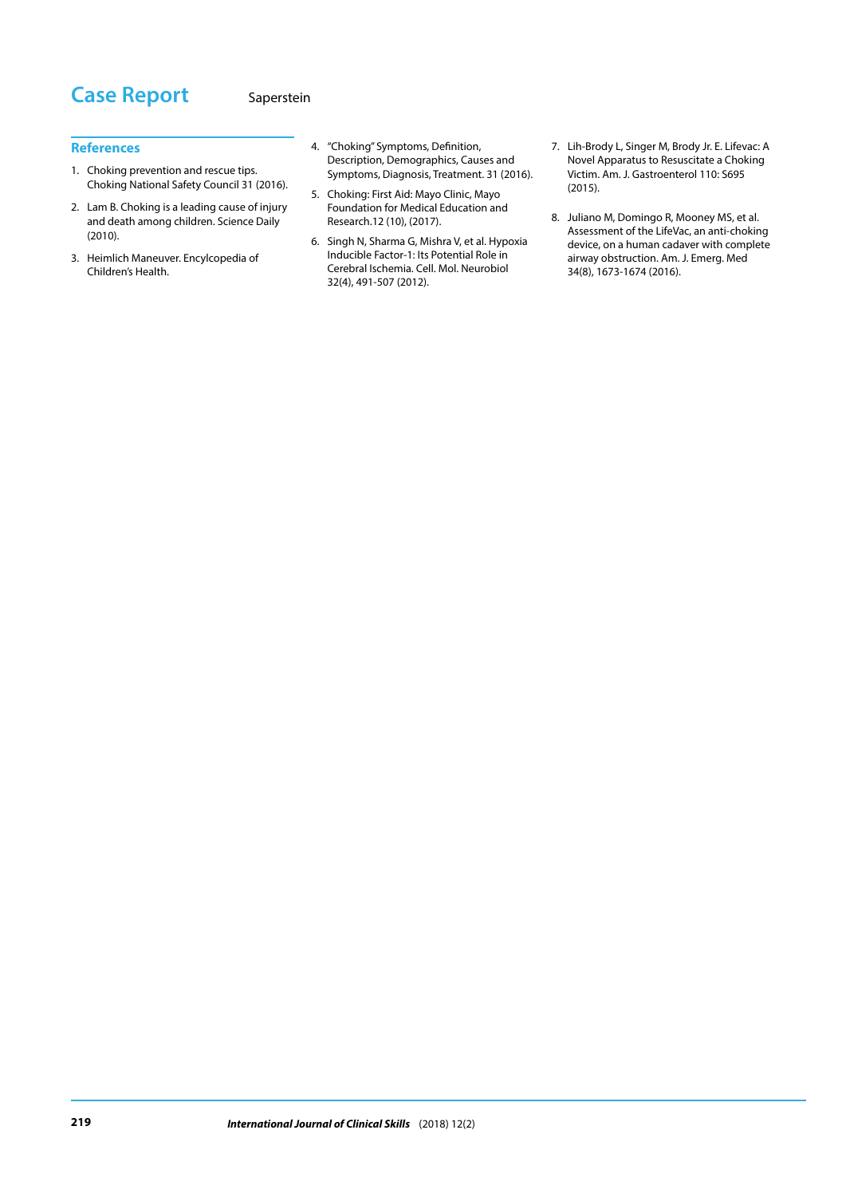## References

1. Choking prevention and rescue tips. Choking National Safety Council 31 (2016).
2. Lam B. Choking is a leading cause of injury and death among children. Science Daily (2010).
3. Heimlich Maneuver. Encylcopedia of Children's Health.
4. "Choking" Symptoms, Definition, Description, Demographics, Causes and Symptoms, Diagnosis, Treatment. 31 (2016).
5. Choking: First Aid: Mayo Clinic, Mayo Foundation for Medical Education and Research.12 (10), (2017).
6. Singh N, Sharma G, Mishra V, et al. Hypoxia Inducible Factor-1: Its Potential Role in Cerebral Ischemia. Cell. Mol. Neurobiol 32(4), 491-507 (2012).
7. Lih-Brody L, Singer M, Brody Jr. E. Lifevac: A Novel Apparatus to Resuscitate a Choking Victim. Am. J. Gastroenterol 110: S695 (2015).
8. Juliano M, Domingo R, Mooney MS, et al. Assessment of the LifeVac, an anti-choking device, on a human cadaver with complete airway obstruction. Am. J. Emerg. Med 34(8), 1673-1674 (2016).